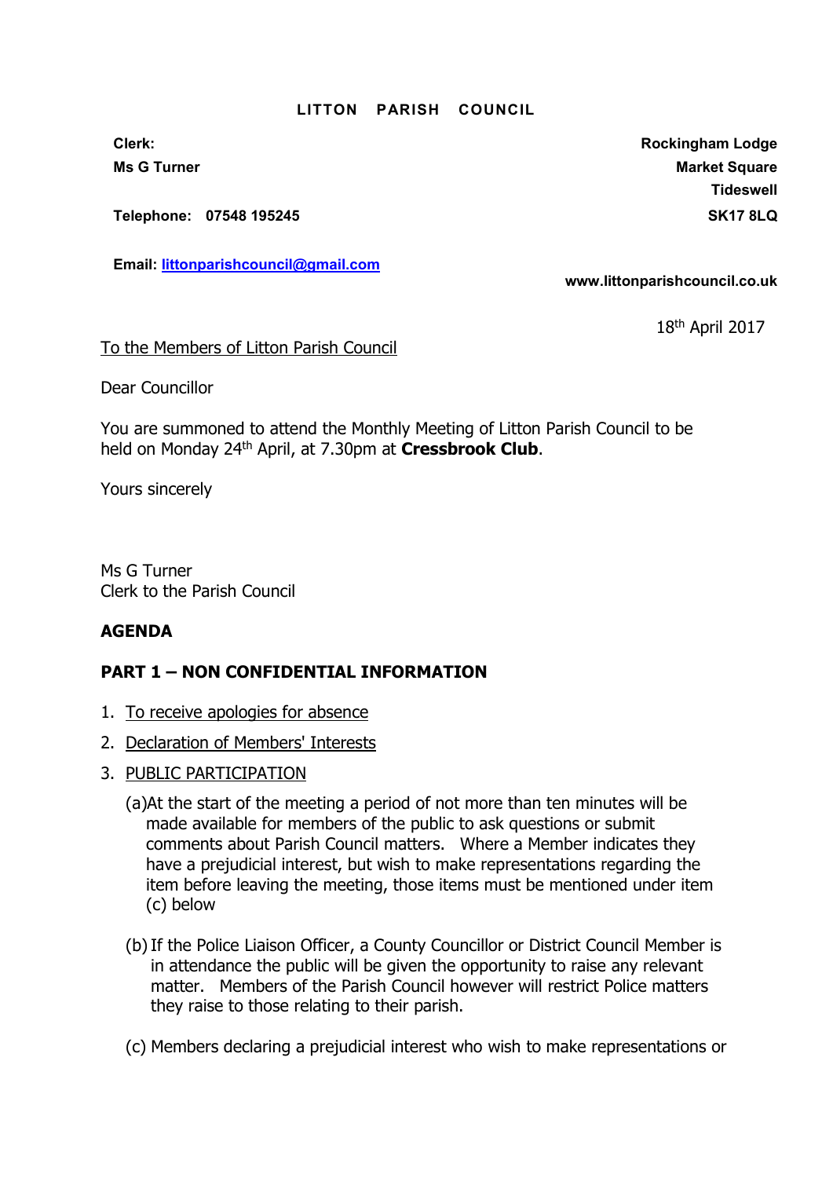**LITTON PARISH COUNCIL**

**Clerk:**
**Ms G Turner**

**Telephone: 07548 195245**

**Email: [littonparishcouncil@gmail.com](mailto:littonparishcouncil@gmail.com)**

**Rockingham Lodge**
**Market Square**
**Tideswell**
**SK17 8LQ**

**www.littonparishcouncil.co.uk**

18th April 2017

To the Members of Litton Parish Council

Dear Councillor

You are summoned to attend the Monthly Meeting of Litton Parish Council to be held on Monday 24th April, at 7.30pm at **Cressbrook Club**.

Yours sincerely

Ms G Turner
Clerk to the Parish Council

**AGENDA**

**PART 1 – NON CONFIDENTIAL INFORMATION**

1. To receive apologies for absence
2. Declaration of Members' Interests
3. PUBLIC PARTICIPATION

   (a) At the start of the meeting a period of not more than ten minutes will be made available for members of the public to ask questions or submit comments about Parish Council matters. Where a Member indicates they have a prejudicial interest, but wish to make representations regarding the item before leaving the meeting, those items must be mentioned under item (c) below

   (b) If the Police Liaison Officer, a County Councillor or District Council Member is in attendance the public will be given the opportunity to raise any relevant matter. Members of the Parish Council however will restrict Police matters they raise to those relating to their parish.

   (c) Members declaring a prejudicial interest who wish to make representations or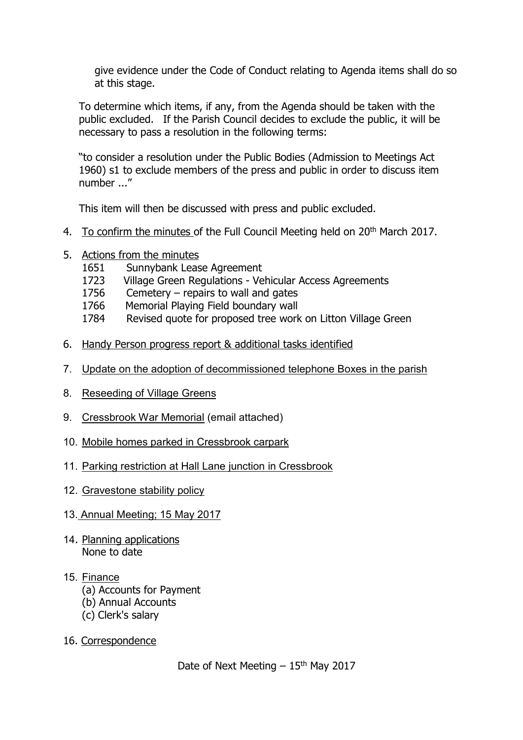give evidence under the Code of Conduct relating to Agenda items shall do so at this stage.

To determine which items, if any, from the Agenda should be taken with the public excluded. If the Parish Council decides to exclude the public, it will be necessary to pass a resolution in the following terms:

"to consider a resolution under the Public Bodies (Admission to Meetings Act 1960) s1 to exclude members of the press and public in order to discuss item number ..."

This item will then be discussed with press and public excluded.

4. To confirm the minutes of the Full Council Meeting held on 20th March 2017.

5. Actions from the minutes
   1651 Sunnybank Lease Agreement
   1723 Village Green Regulations - Vehicular Access Agreements
   1756 Cemetery – repairs to wall and gates
   1766 Memorial Playing Field boundary wall
   1784 Revised quote for proposed tree work on Litton Village Green

6. Handy Person progress report & additional tasks identified

7. Update on the adoption of decommissioned telephone Boxes in the parish

8. Reseeding of Village Greens

9. Cressbrook War Memorial (email attached)

10. Mobile homes parked in Cressbrook carpark

11. Parking restriction at Hall Lane junction in Cressbrook

12. Gravestone stability policy

13. Annual Meeting; 15 May 2017

14. Planning applications
    None to date

15. Finance
    (a) Accounts for Payment
    (b) Annual Accounts
    (c) Clerk's salary

16. Correspondence

Date of Next Meeting – 15th May 2017